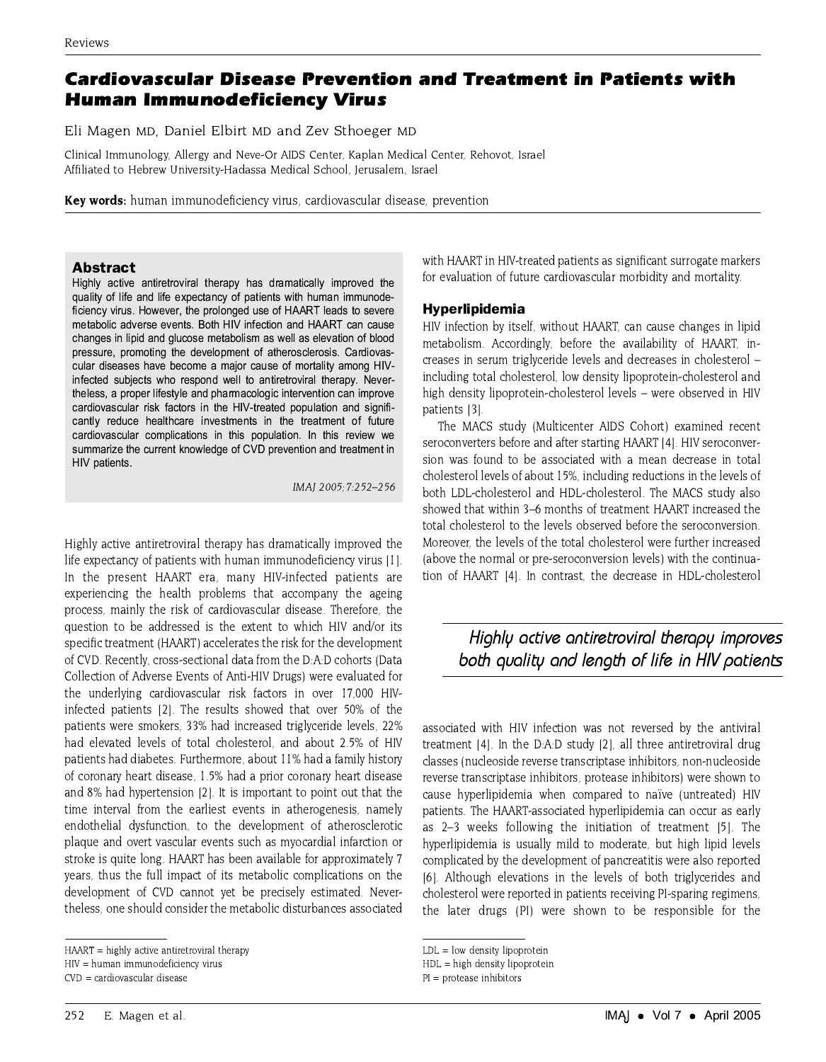Reviews

# Cardiovascular Disease Prevention and Treatment in Patients with Human Immunodeficiency Virus

Eli Magen MD, Daniel Elbirt MD and Zev Sthoeger MD

Clinical Immunology, Allergy and Neve-Or AIDS Center, Kaplan Medical Center, Rehovot, Israel
Affiliated to Hebrew University-Hadassa Medical School, Jerusalem, Israel

**Key words:** human immunodeficiency virus, cardiovascular disease, prevention

## Abstract

Highly active antiretroviral therapy has dramatically improved the quality of life and life expectancy of patients with human immunodeficiency virus. However, the prolonged use of HAART leads to severe metabolic adverse events. Both HIV infection and HAART can cause changes in lipid and glucose metabolism as well as elevation of blood pressure, promoting the development of atherosclerosis. Cardiovascular diseases have become a major cause of mortality among HIV-infected subjects who respond well to antiretroviral therapy. Nevertheless, a proper lifestyle and pharmacologic intervention can improve cardiovascular risk factors in the HIV-treated population and significantly reduce healthcare investments in the treatment of future cardiovascular complications in this population. In this review we summarize the current knowledge of CVD prevention and treatment in HIV patients.

*IMAJ 2005;7:252–256*

Highly active antiretroviral therapy has dramatically improved the life expectancy of patients with human immunodeficiency virus [1]. In the present HAART era, many HIV-infected patients are experiencing the health problems that accompany the ageing process, mainly the risk of cardiovascular disease. Therefore, the question to be addressed is the extent to which HIV and/or its specific treatment (HAART) accelerates the risk for the development of CVD. Recently, cross-sectional data from the D:A:D cohorts (Data Collection of Adverse Events of Anti-HIV Drugs) were evaluated for the underlying cardiovascular risk factors in over 17,000 HIV-infected patients [2]. The results showed that over 50% of the patients were smokers, 33% had increased triglyceride levels, 22% had elevated levels of total cholesterol, and about 2.5% of HIV patients had diabetes. Furthermore, about 11% had a family history of coronary heart disease, 1.5% had a prior coronary heart disease and 8% had hypertension [2]. It is important to point out that the time interval from the earliest events in atherogenesis, namely endothelial dysfunction, to the development of atherosclerotic plaque and overt vascular events such as myocardial infarction or stroke is quite long. HAART has been available for approximately 7 years, thus the full impact of its metabolic complications on the development of CVD cannot yet be precisely estimated. Nevertheless, one should consider the metabolic disturbances associated with HAART in HIV-treated patients as significant surrogate markers for evaluation of future cardiovascular morbidity and mortality.

HAART = highly active antiretroviral therapy
HIV = human immunodeficiency virus
CVD = cardiovascular disease

## Hyperlipidemia

HIV infection by itself, without HAART, can cause changes in lipid metabolism. Accordingly, before the availability of HAART, increases in serum triglyceride levels and decreases in cholesterol – including total cholesterol, low density lipoprotein-cholesterol and high density lipoprotein-cholesterol levels – were observed in HIV patients [3].

The MACS study (Multicenter AIDS Cohort) examined recent seroconverters before and after starting HAART [4]. HIV seroconversion was found to be associated with a mean decrease in total cholesterol levels of about 15%, including reductions in the levels of both LDL-cholesterol and HDL-cholesterol. The MACS study also showed that within 3–6 months of treatment HAART increased the total cholesterol to the levels observed before the seroconversion. Moreover, the levels of the total cholesterol were further increased (above the normal or pre-seroconversion levels) with the continuation of HAART [4]. In contrast, the decrease in HDL-cholesterol associated with HIV infection was not reversed by the antiviral treatment [4]. In the D:A:D study [2], all three antiretroviral drug classes (nucleoside reverse transcriptase inhibitors, non-nucleoside reverse transcriptase inhibitors, protease inhibitors) were shown to cause hyperlipidemia when compared to naïve (untreated) HIV patients. The HAART-associated hyperlipidemia can occur as early as 2–3 weeks following the initiation of treatment [5]. The hyperlipidemia is usually mild to moderate, but high lipid levels complicated by the development of pancreatitis were also reported [6]. Although elevations in the levels of both triglycerides and cholesterol were reported in patients receiving PI-sparing regimens, the later drugs (PI) were shown to be responsible for the

> *Highly active antiretroviral therapy improves both quality and length of life in HIV patients*

LDL = low density lipoprotein
HDL = high density lipoprotein
PI = protease inhibitors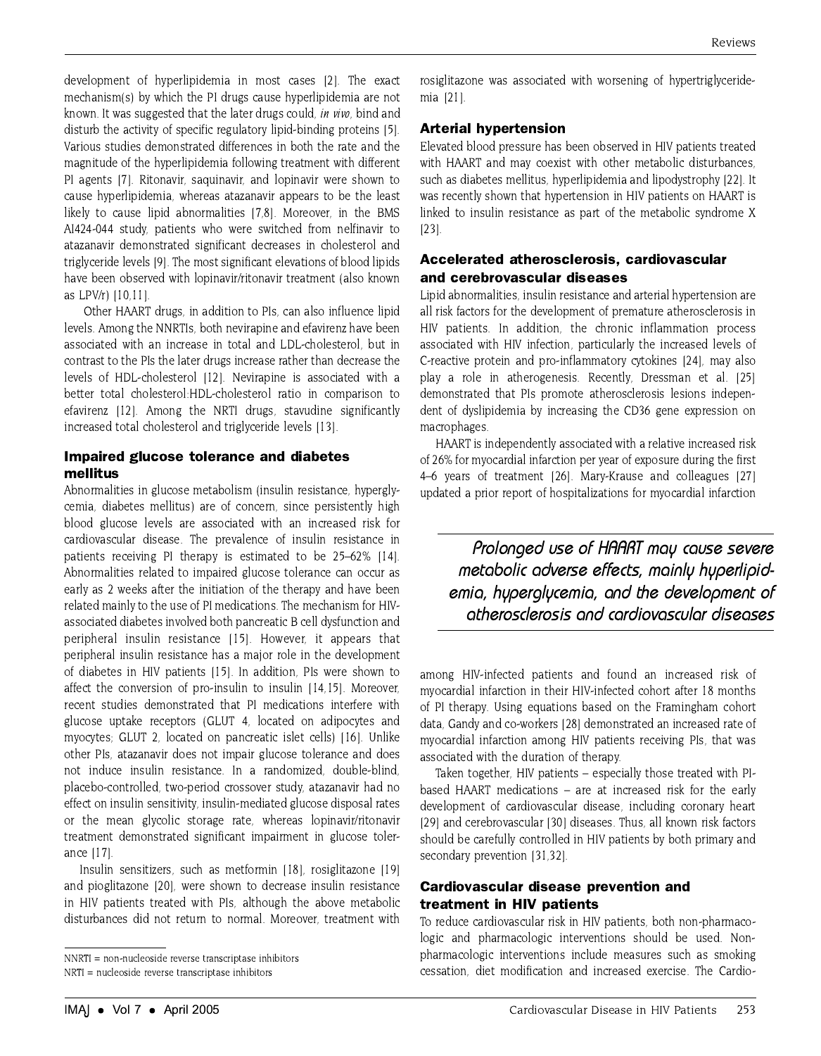development of hyperlipidemia in most cases [2]. The exact mechanism(s) by which the PI drugs cause hyperlipidemia are not known. It was suggested that the later drugs could, *in vivo*, bind and disturb the activity of specific regulatory lipid-binding proteins [5]. Various studies demonstrated differences in both the rate and the magnitude of the hyperlipidemia following treatment with different PI agents [7]. Ritonavir, saquinavir, and lopinavir were shown to cause hyperlipidemia, whereas atazanavir appears to be the least likely to cause lipid abnormalities [7,8]. Moreover, in the BMS AI424-044 study, patients who were switched from nelfinavir to atazanavir demonstrated significant decreases in cholesterol and triglyceride levels [9]. The most significant elevations of blood lipids have been observed with lopinavir/ritonavir treatment (also known as LPV/r) [10,11].

Other HAART drugs, in addition to PIs, can also influence lipid levels. Among the NNRTIs, both nevirapine and efavirenz have been associated with an increase in total and LDL-cholesterol, but in contrast to the PIs the later drugs increase rather than decrease the levels of HDL-cholesterol [12]. Nevirapine is associated with a better total cholesterol:HDL-cholesterol ratio in comparison to efavirenz [12]. Among the NRTI drugs, stavudine significantly increased total cholesterol and triglyceride levels [13].

## Impaired glucose tolerance and diabetes mellitus

Abnormalities in glucose metabolism (insulin resistance, hyperglycemia, diabetes mellitus) are of concern, since persistently high blood glucose levels are associated with an increased risk for cardiovascular disease. The prevalence of insulin resistance in patients receiving PI therapy is estimated to be 25–62% [14]. Abnormalities related to impaired glucose tolerance can occur as early as 2 weeks after the initiation of the therapy and have been related mainly to the use of PI medications. The mechanism for HIV-associated diabetes involved both pancreatic B cell dysfunction and peripheral insulin resistance [15]. However, it appears that peripheral insulin resistance has a major role in the development of diabetes in HIV patients [15]. In addition, PIs were shown to affect the conversion of pro-insulin to insulin [14,15]. Moreover, recent studies demonstrated that PI medications interfere with glucose uptake receptors (GLUT 4, located on adipocytes and myocytes; GLUT 2, located on pancreatic islet cells) [16]. Unlike other PIs, atazanavir does not impair glucose tolerance and does not induce insulin resistance. In a randomized, double-blind, placebo-controlled, two-period crossover study, atazanavir had no effect on insulin sensitivity, insulin-mediated glucose disposal rates or the mean glycolic storage rate, whereas lopinavir/ritonavir treatment demonstrated significant impairment in glucose tolerance [17].

Insulin sensitizers, such as metformin [18], rosiglitazone [19] and pioglitazone [20], were shown to decrease insulin resistance in HIV patients treated with PIs, although the above metabolic disturbances did not return to normal. Moreover, treatment with rosiglitazone was associated with worsening of hypertriglyceridemia [21].

## Arterial hypertension

Elevated blood pressure has been observed in HIV patients treated with HAART and may coexist with other metabolic disturbances, such as diabetes mellitus, hyperlipidemia and lipodystrophy [22]. It was recently shown that hypertension in HIV patients on HAART is linked to insulin resistance as part of the metabolic syndrome X [23].

## Accelerated atherosclerosis, cardiovascular and cerebrovascular diseases

Lipid abnormalities, insulin resistance and arterial hypertension are all risk factors for the development of premature atherosclerosis in HIV patients. In addition, the chronic inflammation process associated with HIV infection, particularly the increased levels of C-reactive protein and pro-inflammatory cytokines [24], may also play a role in atherogenesis. Recently, Dressman et al. [25] demonstrated that PIs promote atherosclerosis lesions independent of dyslipidemia by increasing the CD36 gene expression on macrophages.

HAART is independently associated with a relative increased risk of 26% for myocardial infarction per year of exposure during the first 4–6 years of treatment [26]. Mary-Krause and colleagues [27] updated a prior report of hospitalizations for myocardial infarction among HIV-infected patients and found an increased risk of myocardial infarction in their HIV-infected cohort after 18 months of PI therapy. Using equations based on the Framingham cohort data, Gandy and co-workers [28] demonstrated an increased rate of myocardial infarction among HIV patients receiving PIs, that was associated with the duration of therapy.

> *Prolonged use of HAART may cause severe metabolic adverse effects, mainly hyperlipidemia, hyperglycemia, and the development of atherosclerosis and cardiovascular diseases*

Taken together, HIV patients – especially those treated with PI-based HAART medications – are at increased risk for the early development of cardiovascular disease, including coronary heart [29] and cerebrovascular [30] diseases. Thus, all known risk factors should be carefully controlled in HIV patients by both primary and secondary prevention [31,32].

## Cardiovascular disease prevention and treatment in HIV patients

To reduce cardiovascular risk in HIV patients, both non-pharmacologic and pharmacologic interventions should be used. Non-pharmacologic interventions include measures such as smoking cessation, diet modification and increased exercise. The Cardio-

NNRTI = non-nucleoside reverse transcriptase inhibitors
NRTI = nucleoside reverse transcriptase inhibitors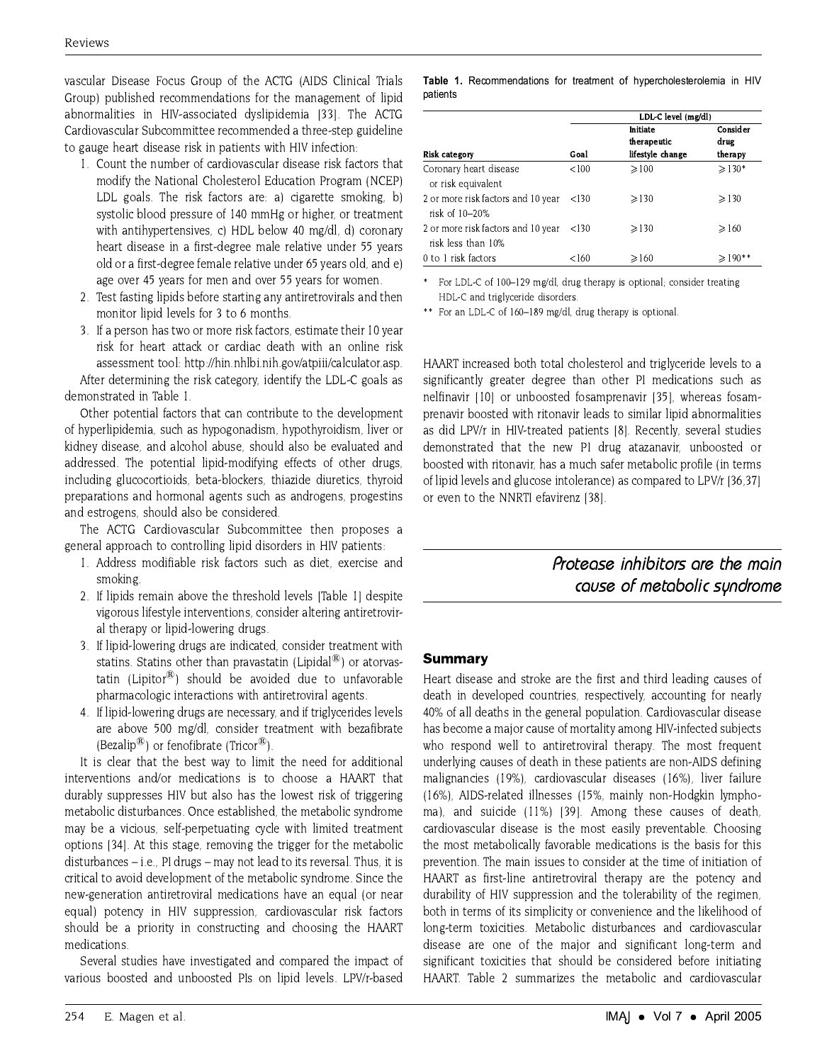vascular Disease Focus Group of the ACTG (AIDS Clinical Trials Group) published recommendations for the management of lipid abnormalities in HIV-associated dyslipidemia [33]. The ACTG Cardiovascular Subcommittee recommended a three-step guideline to gauge heart disease risk in patients with HIV infection:

1. Count the number of cardiovascular disease risk factors that modify the National Cholesterol Education Program (NCEP) LDL goals. The risk factors are: a) cigarette smoking, b) systolic blood pressure of 140 mmHg or higher, or treatment with antihypertensives, c) HDL below 40 mg/dl, d) coronary heart disease in a first-degree male relative under 55 years old or a first-degree female relative under 65 years old, and e) age over 45 years for men and over 55 years for women.
2. Test fasting lipids before starting any antiretrovirals and then monitor lipid levels for 3 to 6 months.
3. If a person has two or more risk factors, estimate their 10 year risk for heart attack or cardiac death with an online risk assessment tool: http://hin.nhlbi.nih.gov/atpiii/calculator.asp.

After determining the risk category, identify the LDL-C goals as demonstrated in Table 1.

Other potential factors that can contribute to the development of hyperlipidemia, such as hypogonadism, hypothyroidism, liver or kidney disease, and alcohol abuse, should also be evaluated and addressed. The potential lipid-modifying effects of other drugs, including glucocorticoids, beta-blockers, thiazide diuretics, thyroid preparations and hormonal agents such as androgens, progestins and estrogens, should also be considered.

The ACTG Cardiovascular Subcommittee then proposes a general approach to controlling lipid disorders in HIV patients:

1. Address modifiable risk factors such as diet, exercise and smoking.
2. If lipids remain above the threshold levels [Table 1] despite vigorous lifestyle interventions, consider altering antiretroviral therapy or lipid-lowering drugs.
3. If lipid-lowering drugs are indicated, consider treatment with statins. Statins other than pravastatin (Lipidal®) or atorvastatin (Lipitor®) should be avoided due to unfavorable pharmacologic interactions with antiretroviral agents.
4. If lipid-lowering drugs are necessary, and if triglycerides levels are above 500 mg/dl, consider treatment with bezafibrate (Bezalip®) or fenofibrate (Tricor®).

It is clear that the best way to limit the need for additional interventions and/or medications is to choose a HAART that durably suppresses HIV but also has the lowest risk of triggering metabolic disturbances. Once established, the metabolic syndrome may be a vicious, self-perpetuating cycle with limited treatment options [34]. At this stage, removing the trigger for the metabolic disturbances – i.e., PI drugs – may not lead to its reversal. Thus, it is critical to avoid development of the metabolic syndrome. Since the new-generation antiretroviral medications have an equal (or near equal) potency in HIV suppression, cardiovascular risk factors should be a priority in constructing and choosing the HAART medications.

Several studies have investigated and compared the impact of various boosted and unboosted PIs on lipid levels. LPV/r-based HAART increased both total cholesterol and triglyceride levels to a significantly greater degree than other PI medications such as nelfinavir [10] or unboosted fosamprenavir [35], whereas fosamprenavir boosted with ritonavir leads to similar lipid abnormalities as did LPV/r in HIV-treated patients [8]. Recently, several studies demonstrated that the new PI drug atazanavir, unboosted or boosted with ritonavir, has a much safer metabolic profile (in terms of lipid levels and glucose intolerance) as compared to LPV/r [36,37] or even to the NNRTI efavirenz [38].

**Table 1.** Recommendations for treatment of hypercholesterolemia in HIV patients

| | LDL-C level (mg/dl) | | |
|---|---|---|---|
| Risk category | Goal | Initiate therapeutic lifestyle change | Consider drug therapy |
| Coronary heart disease or risk equivalent | <100 | ≥100 | ≥130* |
| 2 or more risk factors and 10 year risk of 10–20% | <130 | ≥130 | ≥130 |
| 2 or more risk factors and 10 year risk less than 10% | <130 | ≥130 | ≥160 |
| 0 to 1 risk factors | <160 | ≥160 | ≥190** |

\* For LDL-C of 100–129 mg/dl, drug therapy is optional; consider treating HDL-C and triglyceride disorders.

\*\* For an LDL-C of 160–189 mg/dl, drug therapy is optional.

*Protease inhibitors are the main cause of metabolic syndrome*

## Summary

Heart disease and stroke are the first and third leading causes of death in developed countries, respectively, accounting for nearly 40% of all deaths in the general population. Cardiovascular disease has become a major cause of mortality among HIV-infected subjects who respond well to antiretroviral therapy. The most frequent underlying causes of death in these patients are non-AIDS defining malignancies (19%), cardiovascular diseases (16%), liver failure (16%), AIDS-related illnesses (15%, mainly non-Hodgkin lymphoma), and suicide (11%) [39]. Among these causes of death, cardiovascular disease is the most easily preventable. Choosing the most metabolically favorable medications is the basis for this prevention. The main issues to consider at the time of initiation of HAART as first-line antiretroviral therapy are the potency and durability of HIV suppression and the tolerability of the regimen, both in terms of its simplicity or convenience and the likelihood of long-term toxicities. Metabolic disturbances and cardiovascular disease are one of the major and significant long-term and significant toxicities that should be considered before initiating HAART. Table 2 summarizes the metabolic and cardiovascular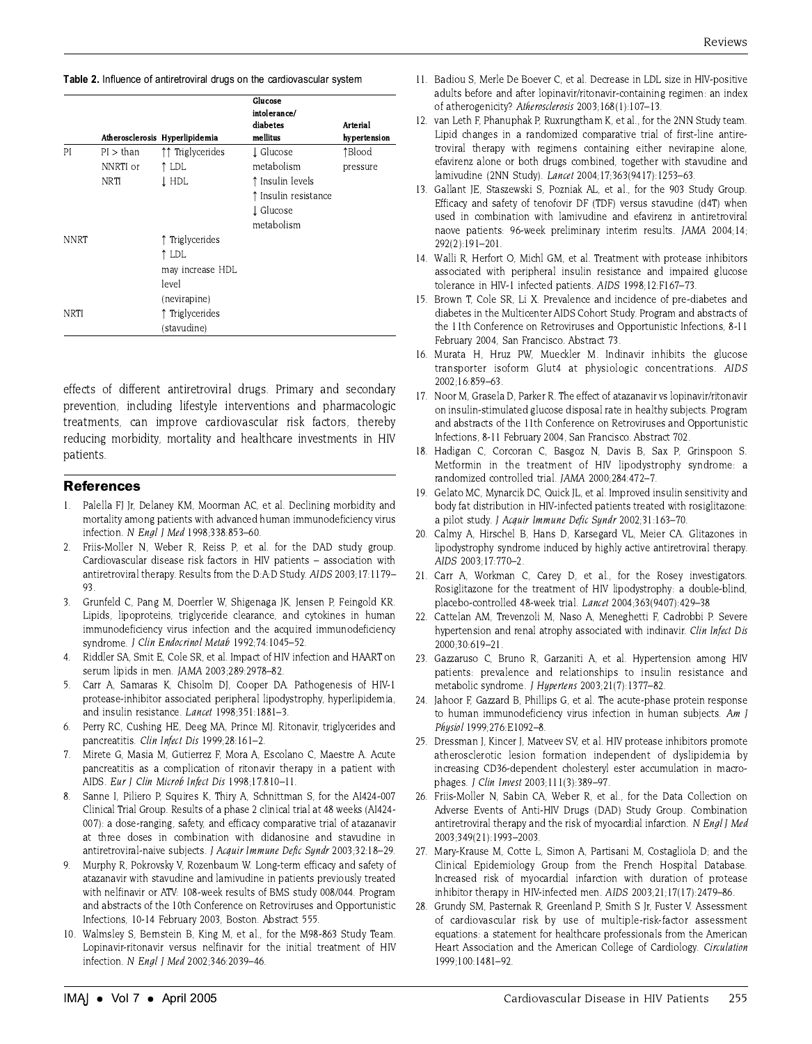**Table 2.** Influence of antiretroviral drugs on the cardiovascular system

| | Atherosclerosis | Hyperlipidemia | Glucose intolerance/ diabetes mellitus | Arterial hypertension |
|---|---|---|---|---|
| PI | PI > than NNRTI or NRTI | ↑↑ Triglycerides<br>↑ LDL<br>↓ HDL | ↓ Glucose metabolism<br>↑ Insulin levels<br>↑ Insulin resistance<br>↓ Glucose metabolism | ↑Blood pressure |
| NNRT | | ↑ Triglycerides<br>↑ LDL<br>may increase HDL level (nevirapine) | | |
| NRTI | | ↑ Triglycerides (stavudine) | | |

effects of different antiretroviral drugs. Primary and secondary prevention, including lifestyle interventions and pharmacologic treatments, can improve cardiovascular risk factors, thereby reducing morbidity, mortality and healthcare investments in HIV patients.

## References

1. Palella FJ Jr, Delaney KM, Moorman AC, et al. Declining morbidity and mortality among patients with advanced human immunodeficiency virus infection. *N Engl J Med* 1998;338:853–60.
2. Friis-Moller N, Weber R, Reiss P, et al. for the DAD study group. Cardiovascular disease risk factors in HIV patients – association with antiretroviral therapy. Results from the D:A:D Study. *AIDS* 2003;17:1179–93.
3. Grunfeld C, Pang M, Doerrler W, Shigenaga JK, Jensen P, Feingold KR. Lipids, lipoproteins, triglyceride clearance, and cytokines in human immunodeficiency virus infection and the acquired immunodeficiency syndrome. *J Clin Endocrinol Metab* 1992;74:1045–52.
4. Riddler SA, Smit E, Cole SR, et al. Impact of HIV infection and HAART on serum lipids in men. *JAMA* 2003;289:2978–82.
5. Carr A, Samaras K, Chisolm DJ, Cooper DA. Pathogenesis of HIV-1 protease-inhibitor associated peripheral lipodystrophy, hyperlipidemia, and insulin resistance. *Lancet* 1998;351:1881–3.
6. Perry RC, Cushing HE, Deeg MA, Prince MJ. Ritonavir, triglycerides and pancreatitis. *Clin Infect Dis* 1999;28:161–2.
7. Mirete G, Masia M, Gutierrez F, Mora A, Escolano C, Maestre A. Acute pancreatitis as a complication of ritonavir therapy in a patient with AIDS. *Eur J Clin Microb Infect Dis* 1998;17:810–11.
8. Sanne I, Piliero P, Squires K, Thiry A, Schnittman S, for the AI424-007 Clinical Trial Group. Results of a phase 2 clinical trial at 48 weeks (AI424-007): a dose-ranging, safety, and efficacy comparative trial of atazanavir at three doses in combination with didanosine and stavudine in antiretroviral-naive subjects. *J Acquir Immune Defic Syndr* 2003;32:18–29.
9. Murphy R, Pokrovsky V, Rozenbaum W. Long-term efficacy and safety of atazanavir with stavudine and lamivudine in patients previously treated with nelfinavir or ATV: 108-week results of BMS study 008/044. Program and abstracts of the 10th Conference on Retroviruses and Opportunistic Infections, 10-14 February 2003, Boston. Abstract 555.
10. Walmsley S, Bernstein B, King M, et al., for the M98-863 Study Team. Lopinavir-ritonavir versus nelfinavir for the initial treatment of HIV infection. *N Engl J Med* 2002;346:2039–46.
11. Badiou S, Merle De Boever C, et al. Decrease in LDL size in HIV-positive adults before and after lopinavir/ritonavir-containing regimen: an index of atherogenicity? *Atherosclerosis* 2003;168(1):107–13.
12. van Leth F, Phanuphak P, Ruxrungtham K, et al., for the 2NN Study team. Lipid changes in a randomized comparative trial of first-line antiretroviral therapy with regimens containing either nevirapine alone, efavirenz alone or both drugs combined, together with stavudine and lamivudine (2NN Study). *Lancet* 2004;17;363(9417):1253–63.
13. Gallant JE, Staszewski S, Pozniak AL, et al., for the 903 Study Group. Efficacy and safety of tenofovir DF (TDF) versus stavudine (d4T) when used in combination with lamivudine and efavirenz in antiretroviral naove patients: 96-week preliminary interim results. *JAMA* 2004;14;292(2):191–201.
14. Walli R, Herfort O, Michl GM, et al. Treatment with protease inhibitors associated with peripheral insulin resistance and impaired glucose tolerance in HIV-1 infected patients. *AIDS* 1998;12:F167–73.
15. Brown T, Cole SR, Li X. Prevalence and incidence of pre-diabetes and diabetes in the Multicenter AIDS Cohort Study. Program and abstracts of the 11th Conference on Retroviruses and Opportunistic Infections, 8-11 February 2004, San Francisco. Abstract 73.
16. Murata H, Hruz PW, Mueckler M. Indinavir inhibits the glucose transporter isoform Glut4 at physiologic concentrations. *AIDS* 2002;16:859–63.
17. Noor M, Grasela D, Parker R. The effect of atazanavir vs lopinavir/ritonavir on insulin-stimulated glucose disposal rate in healthy subjects. Program and abstracts of the 11th Conference on Retroviruses and Opportunistic Infections, 8-11 February 2004, San Francisco. Abstract 702.
18. Hadigan C, Corcoran C, Basgoz N, Davis B, Sax P, Grinspoon S. Metformin in the treatment of HIV lipodystrophy syndrome: a randomized controlled trial. *JAMA* 2000;284:472–7.
19. Gelato MC, Mynarcik DC, Quick JL, et al. Improved insulin sensitivity and body fat distribution in HIV-infected patients treated with rosiglitazone: a pilot study. *J Acquir Immune Defic Syndr* 2002;31:163–70.
20. Calmy A, Hirschel B, Hans D, Karsegard VL, Meier CA. Glitazones in lipodystrophy syndrome induced by highly active antiretroviral therapy. *AIDS* 2003;17:770–2.
21. Carr A, Workman C, Carey D, et al., for the Rosey investigators. Rosiglitazone for the treatment of HIV lipodystrophy: a double-blind, placebo-controlled 48-week trial. *Lancet* 2004;363(9407):429–38
22. Cattelan AM, Trevenzoli M, Naso A, Meneghetti F, Cadrobbi P. Severe hypertension and renal atrophy associated with indinavir. *Clin Infect Dis* 2000;30:619–21.
23. Gazzaruso C, Bruno R, Garzaniti A, et al. Hypertension among HIV patients: prevalence and relationships to insulin resistance and metabolic syndrome. *J Hypertens* 2003;21(7):1377–82.
24. Jahoor F, Gazzard B, Phillips G, et al. The acute-phase protein response to human immunodeficiency virus infection in human subjects. *Am J Physiol* 1999;276:E1092–8.
25. Dressman J, Kincer J, Matveev SV, et al. HIV protease inhibitors promote atherosclerotic lesion formation independent of dyslipidemia by increasing CD36-dependent cholesteryl ester accumulation in macrophages. *J Clin Invest* 2003;111(3):389–97.
26. Friis-Moller N, Sabin CA, Weber R, et al., for the Data Collection on Adverse Events of Anti-HIV Drugs (DAD) Study Group. Combination antiretroviral therapy and the risk of myocardial infarction. *N Engl J Med* 2003;349(21):1993–2003.
27. Mary-Krause M, Cotte L, Simon A, Partisani M, Costagliola D; and the Clinical Epidemiology Group from the French Hospital Database. Increased risk of myocardial infarction with duration of protease inhibitor therapy in HIV-infected men. *AIDS* 2003;21;17(17):2479–86.
28. Grundy SM, Pasternak R, Greenland P, Smith S Jr, Fuster V. Assessment of cardiovascular risk by use of multiple-risk-factor assessment equations: a statement for healthcare professionals from the American Heart Association and the American College of Cardiology. *Circulation* 1999;100:1481–92.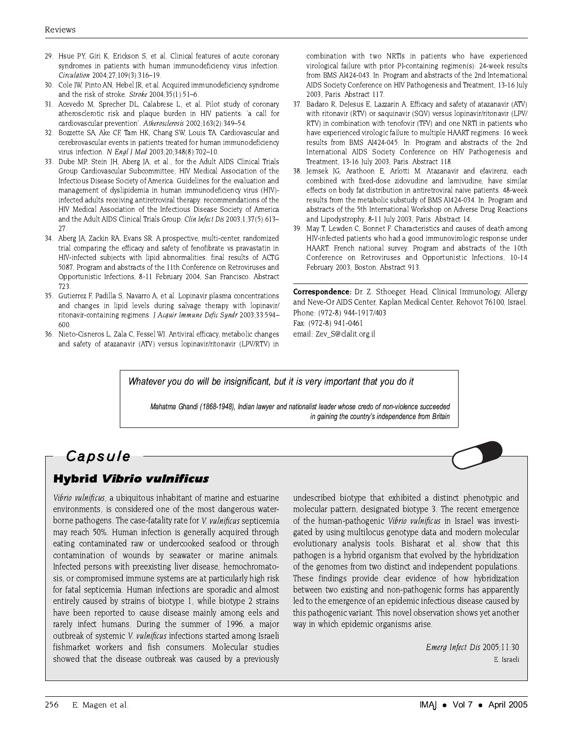29. Hsue PY, Giri K, Erickson S, et al. Clinical features of acute coronary syndromes in patients with human immunodeficiency virus infection. *Circulation* 2004;27;109(3):316–19.
30. Cole JW, Pinto AN, Hebel JR, et al. Acquired immunodeficiency syndrome and the risk of stroke. *Stroke* 2004;35(1):51–6.
31. Acevedo M, Sprecher DL, Calabrese L, et al. Pilot study of coronary atherosclerotic risk and plaque burden in HIV patients: 'a call for cardiovascular prevention'. *Atherosclerosis* 2002;163(2):349–54.
32. Bozzette SA, Ake CF, Tam HK, Chang SW, Louis TA. Cardiovascular and cerebrovascular events in patients treated for human immunodeficiency virus infection. *N Engl J Med* 2003;20;348(8):702–10.
33. Dube MP, Stein JH, Aberg JA, et al., for the Adult AIDS Clinical Trials Group Cardiovascular Subcommittee; HIV Medical Association of the Infectious Disease Society of America. Guidelines for the evaluation and management of dyslipidemia in human immunodeficiency virus (HIV)-infected adults receiving antiretroviral therapy: recommendations of the HIV Medical Association of the Infectious Disease Society of America and the Adult AIDS Clinical Trials Group. *Clin Infect Dis* 2003;1;37(5):613–27.
34. Aberg JA, Zackin RA, Evans SR. A prospective, multi-center, randomized trial comparing the efficacy and safety of fenofibrate vs pravastatin in HIV-infected subjects with lipid abnormalities: final results of ACTG 5087. Program and abstracts of the 11th Conference on Retroviruses and Opportunistic Infections, 8-11 February 2004, San Francisco. Abstract 723.
35. Gutierrez F, Padilla S, Navarro A, et al. Lopinavir plasma concentrations and changes in lipid levels during salvage therapy with lopinavir/ritonavir-containing regimens. *J Acquir Immune Defic Syndr* 2003;33:594–600.
36. Nieto-Cisneros L, Zala C, Fessel WJ. Antiviral efficacy, metabolic changes and safety of atazanavir (ATV) versus lopinavir/ritonavir (LPV/RTV) in combination with two NRTIs in patients who have experienced virological failure with prior PI-containing regimen(s): 24-week results from BMS AI424-043. In: Program and abstracts of the 2nd International AIDS Society Conference on HIV Pathogenesis and Treatment, 13-16 July 2003, Paris. Abstract 117.
37. Badaro R, DeJesus E, Lazzarin A. Efficacy and safety of atazanavir (ATV) with ritonavir (RTV) or saquinavir (SQV) versus lopinavir/ritonavir (LPV/RTV) in combination with tenofovir (TFV) and one NRTI in patients who have experienced virologic failure to multiple HAART regimens: 16 week results from BMS AI424-045. In: Program and abstracts of the 2nd International AIDS Society Conference on HIV Pathogenesis and Treatment, 13-16 July 2003, Paris. Abstract 118.
38. Jemsek JG, Arathoon E, Arlotti M. Atazanavir and efavirenz, each combined with fixed-dose zidovudine and lamivudine, have similar effects on body fat distribution in antiretroviral naive patients: 48-week results from the metabolic substudy of BMS AI424-034. In: Program and abstracts of the 5th International Workshop on Adverse Drug Reactions and Lipodystrophy, 8-11 July 2003, Paris. Abstract 14.
39. May T, Lewden C, Bonnet F. Characteristics and causes of death among HIV-infected patients who had a good immunovirologic response under HAART: French national survey. Program and abstracts of the 10th Conference on Retroviruses and Opportunistic Infections, 10-14 February 2003, Boston. Abstract 913.

**Correspondence:** Dr. Z. Sthoeger, Head, Clinical Immunology, Allergy and Neve-Or AIDS Center, Kaplan Medical Center, Rehovot 76100, Israel.
Phone: (972-8) 944-1917/403
Fax: (972-8) 941-0461
email: Zev_S@clalit.org.il

*Whatever you do will be insignificant, but it is very important that you do it*

*Mahatma Ghandi (1868-1948), Indian lawyer and nationalist leader whose credo of non-violence succeeded in gaining the country's independence from Britain*

## Capsule

### Hybrid *Vibrio vulnificus*

*Vibrio vulnificus*, a ubiquitous inhabitant of marine and estuarine environments, is considered one of the most dangerous waterborne pathogens. The case-fatality rate for *V. vulnificus* septicemia may reach 50%. Human infection is generally acquired through eating contaminated raw or undercooked seafood or through contamination of wounds by seawater or marine animals. Infected persons with preexisting liver disease, hemochromatosis, or compromised immune systems are at particularly high risk for fatal septicemia. Human infections are sporadic and almost entirely caused by strains of biotype 1, while biotype 2 strains have been reported to cause disease mainly among eels and rarely infect humans. During the summer of 1996, a major outbreak of systemic *V. vulnificus* infections started among Israeli fishmarket workers and fish consumers. Molecular studies showed that the disease outbreak was caused by a previously undescribed biotype that exhibited a distinct phenotypic and molecular pattern, designated biotype 3. The recent emergence of the human-pathogenic *Vibrio vulnificus* in Israel was investigated by using multilocus genotype data and modern molecular evolutionary analysis tools. Bisharat et al. show that this pathogen is a hybrid organism that evolved by the hybridization of the genomes from two distinct and independent populations. These findings provide clear evidence of how hybridization between two existing and non-pathogenic forms has apparently led to the emergence of an epidemic infectious disease caused by this pathogenic variant. This novel observation shows yet another way in which epidemic organisms arise.

*Emerg Infect Dis* 2005;11:30
E. Israeli